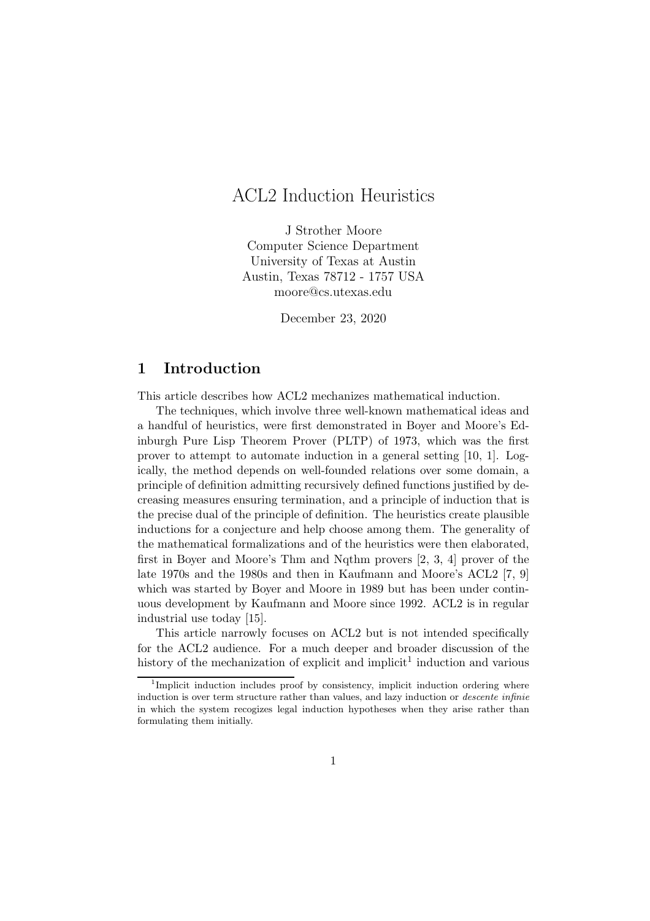# ACL2 Induction Heuristics

J Strother Moore
Computer Science Department
University of Texas at Austin
Austin, Texas 78712 - 1757 USA
moore@cs.utexas.edu

December 23, 2020

## 1 Introduction

This article describes how ACL2 mechanizes mathematical induction.

The techniques, which involve three well-known mathematical ideas and a handful of heuristics, were first demonstrated in Boyer and Moore's Edinburgh Pure Lisp Theorem Prover (PLTP) of 1973, which was the first prover to attempt to automate induction in a general setting [10, 1]. Logically, the method depends on well-founded relations over some domain, a principle of definition admitting recursively defined functions justified by decreasing measures ensuring termination, and a principle of induction that is the precise dual of the principle of definition. The heuristics create plausible inductions for a conjecture and help choose among them. The generality of the mathematical formalizations and of the heuristics were then elaborated, first in Boyer and Moore's Thm and Nqthm provers [2, 3, 4] prover of the late 1970s and the 1980s and then in Kaufmann and Moore's ACL2 [7, 9] which was started by Boyer and Moore in 1989 but has been under continuous development by Kaufmann and Moore since 1992. ACL2 is in regular industrial use today [15].

This article narrowly focuses on ACL2 but is not intended specifically for the ACL2 audience. For a much deeper and broader discussion of the history of the mechanization of explicit and implicit[1] induction and various

[1] Implicit induction includes proof by consistency, implicit induction ordering where induction is over term structure rather than values, and lazy induction or *descente infinie* in which the system recogizes legal induction hypotheses when they arise rather than formulating them initially.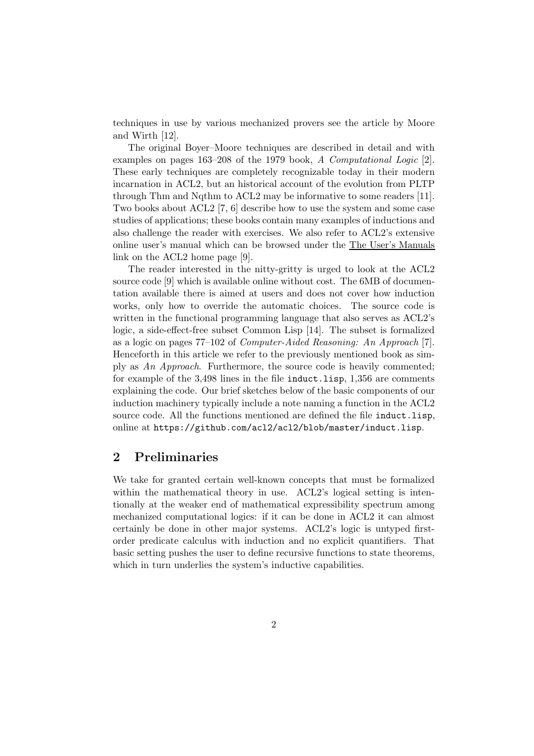techniques in use by various mechanized provers see the article by Moore and Wirth [12].

The original Boyer–Moore techniques are described in detail and with examples on pages 163–208 of the 1979 book, *A Computational Logic* [2]. These early techniques are completely recognizable today in their modern incarnation in ACL2, but an historical account of the evolution from PLTP through Thm and Nqthm to ACL2 may be informative to some readers [11]. Two books about ACL2 [7, 6] describe how to use the system and some case studies of applications; these books contain many examples of inductions and also challenge the reader with exercises. We also refer to ACL2's extensive online user's manual which can be browsed under the The User's Manuals link on the ACL2 home page [9].

The reader interested in the nitty-gritty is urged to look at the ACL2 source code [9] which is available online without cost. The 6MB of documentation available there is aimed at users and does not cover how induction works, only how to override the automatic choices. The source code is written in the functional programming language that also serves as ACL2's logic, a side-effect-free subset Common Lisp [14]. The subset is formalized as a logic on pages 77–102 of *Computer-Aided Reasoning: An Approach* [7]. Henceforth in this article we refer to the previously mentioned book as simply as *An Approach*. Furthermore, the source code is heavily commented; for example of the 3,498 lines in the file `induct.lisp`, 1,356 are comments explaining the code. Our brief sketches below of the basic components of our induction machinery typically include a note naming a function in the ACL2 source code. All the functions mentioned are defined the file `induct.lisp`, online at `https://github.com/acl2/acl2/blob/master/induct.lisp`.

## 2 Preliminaries

We take for granted certain well-known concepts that must be formalized within the mathematical theory in use. ACL2's logical setting is intentionally at the weaker end of mathematical expressibility spectrum among mechanized computational logics: if it can be done in ACL2 it can almost certainly be done in other major systems. ACL2's logic is untyped first-order predicate calculus with induction and no explicit quantifiers. That basic setting pushes the user to define recursive functions to state theorems, which in turn underlies the system's inductive capabilities.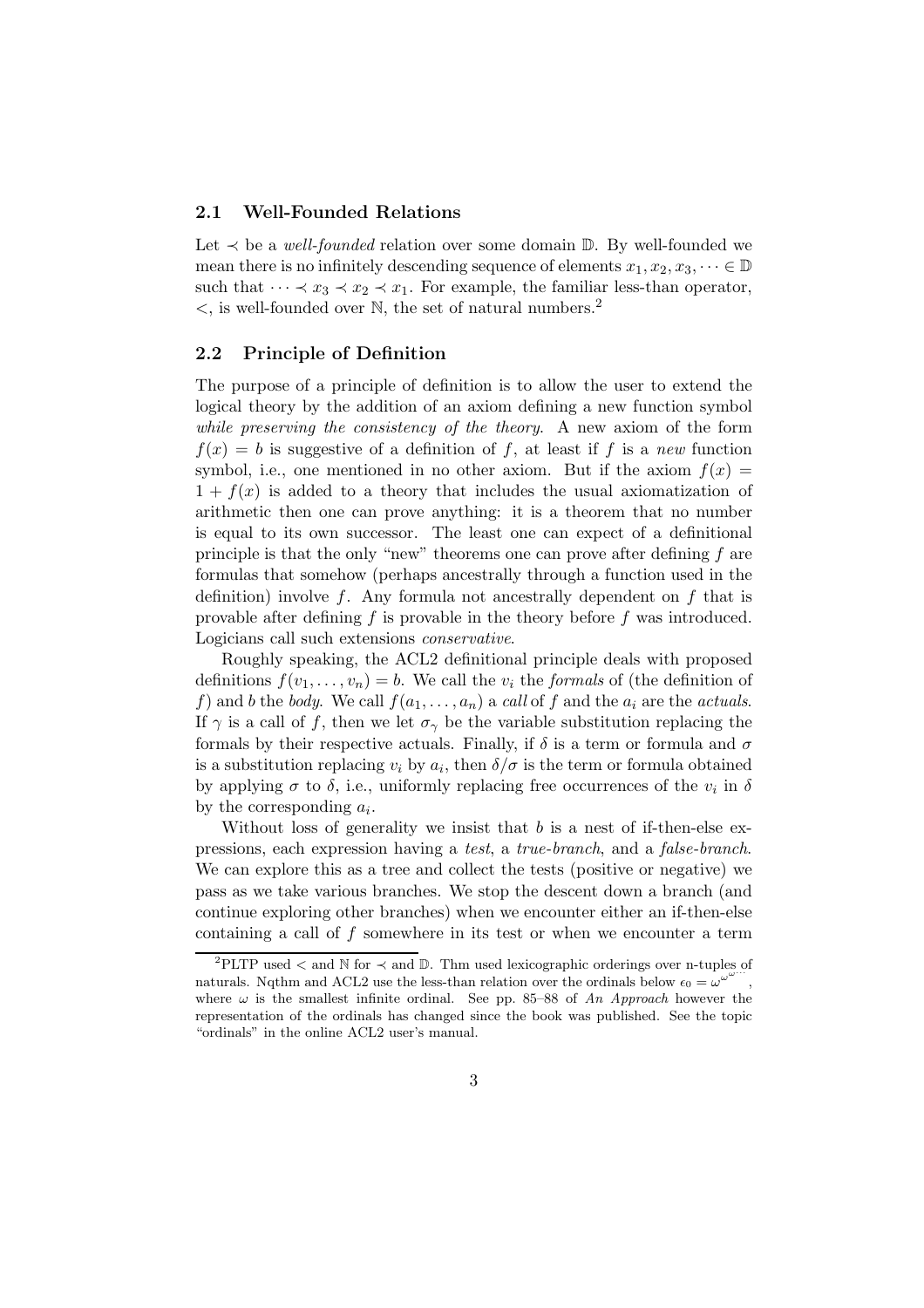### 2.1 Well-Founded Relations

Let $\prec$ be a *well-founded* relation over some domain $\mathbb{D}$. By well-founded we mean there is no infinitely descending sequence of elements $x_1, x_2, x_3, \dots \in \mathbb{D}$ such that $\dots \prec x_3 \prec x_2 \prec x_1$. For example, the familiar less-than operator, $<$, is well-founded over $\mathbb{N}$, the set of natural numbers.[2]

### 2.2 Principle of Definition

The purpose of a principle of definition is to allow the user to extend the logical theory by the addition of an axiom defining a new function symbol *while preserving the consistency of the theory*. A new axiom of the form $f(x) = b$ is suggestive of a definition of $f$, at least if $f$ is a *new* function symbol, i.e., one mentioned in no other axiom. But if the axiom $f(x) = 1 + f(x)$ is added to a theory that includes the usual axiomatization of arithmetic then one can prove anything: it is a theorem that no number is equal to its own successor. The least one can expect of a definitional principle is that the only "new" theorems one can prove after defining $f$ are formulas that somehow (perhaps ancestrally through a function used in the definition) involve $f$. Any formula not ancestrally dependent on $f$ that is provable after defining $f$ is provable in the theory before $f$ was introduced. Logicians call such extensions *conservative*.

Roughly speaking, the ACL2 definitional principle deals with proposed definitions $f(v_1, \dots, v_n) = b$. We call the $v_i$ the *formals* of (the definition of $f$) and $b$ the *body*. We call $f(a_1, \dots, a_n)$ a *call* of $f$ and the $a_i$ are the *actuals*. If $\gamma$ is a call of $f$, then we let $\sigma_\gamma$ be the variable substitution replacing the formals by their respective actuals. Finally, if $\delta$ is a term or formula and $\sigma$ is a substitution replacing $v_i$ by $a_i$, then $\delta/\sigma$ is the term or formula obtained by applying $\sigma$ to $\delta$, i.e., uniformly replacing free occurrences of the $v_i$ in $\delta$ by the corresponding $a_i$.

Without loss of generality we insist that $b$ is a nest of if-then-else expressions, each expression having a *test*, a *true-branch*, and a *false-branch*. We can explore this as a tree and collect the tests (positive or negative) we pass as we take various branches. We stop the descent down a branch (and continue exploring other branches) when we encounter either an if-then-else containing a call of $f$ somewhere in its test or when we encounter a term

[2] PLTP used $<$ and $\mathbb{N}$ for $\prec$ and $\mathbb{D}$. Thm used lexicographic orderings over n-tuples of naturals. Nqthm and ACL2 use the less-than relation over the ordinals below $\epsilon_0 = \omega^{\omega^{\omega^{\cdots}}}$, where $\omega$ is the smallest infinite ordinal. See pp. 85–88 of *An Approach* however the representation of the ordinals has changed since the book was published. See the topic "ordinals" in the online ACL2 user's manual.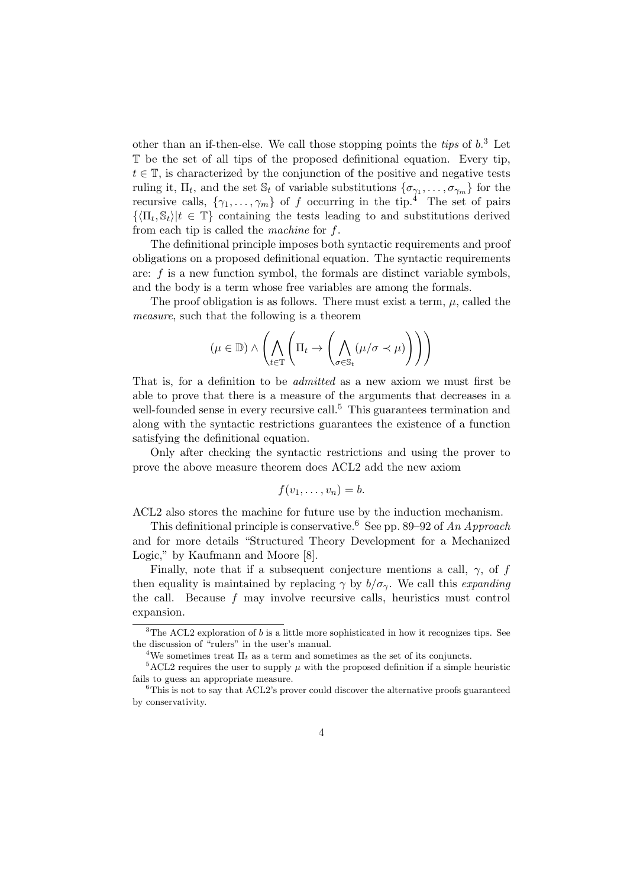other than an if-then-else. We call those stopping points the *tips* of $b$.[3] Let $\mathbb{T}$ be the set of all tips of the proposed definitional equation. Every tip, $t \in \mathbb{T}$, is characterized by the conjunction of the positive and negative tests ruling it, $\Pi_t$, and the set $\mathbb{S}_t$ of variable substitutions $\{\sigma_{\gamma_1}, \ldots, \sigma_{\gamma_m}\}$ for the recursive calls, $\{\gamma_1, \ldots, \gamma_m\}$ of $f$ occurring in the tip.[4] The set of pairs $\{\langle \Pi_t, \mathbb{S}_t \rangle | t \in \mathbb{T}\}$ containing the tests leading to and substitutions derived from each tip is called the *machine* for $f$.

The definitional principle imposes both syntactic requirements and proof obligations on a proposed definitional equation. The syntactic requirements are: $f$ is a new function symbol, the formals are distinct variable symbols, and the body is a term whose free variables are among the formals.

The proof obligation is as follows. There must exist a term, $\mu$, called the *measure*, such that the following is a theorem

$$(\mu \in \mathbb{D}) \wedge \left( \bigwedge_{t \in \mathbb{T}} \left( \Pi_t \rightarrow \left( \bigwedge_{\sigma \in \mathbb{S}_t} (\mu/\sigma \prec \mu) \right) \right) \right)$$

That is, for a definition to be *admitted* as a new axiom we must first be able to prove that there is a measure of the arguments that decreases in a well-founded sense in every recursive call.[5] This guarantees termination and along with the syntactic restrictions guarantees the existence of a function satisfying the definitional equation.

Only after checking the syntactic restrictions and using the prover to prove the above measure theorem does ACL2 add the new axiom

$$f(v_1, \ldots, v_n) = b.$$

ACL2 also stores the machine for future use by the induction mechanism.

This definitional principle is conservative.[6] See pp. 89–92 of *An Approach* and for more details "Structured Theory Development for a Mechanized Logic," by Kaufmann and Moore [8].

Finally, note that if a subsequent conjecture mentions a call, $\gamma$, of $f$ then equality is maintained by replacing $\gamma$ by $b/\sigma_\gamma$. We call this *expanding* the call. Because $f$ may involve recursive calls, heuristics must control expansion.

---

[3] The ACL2 exploration of $b$ is a little more sophisticated in how it recognizes tips. See the discussion of "rulers" in the user's manual.

[4] We sometimes treat $\Pi_t$ as a term and sometimes as the set of its conjuncts.

[5] ACL2 requires the user to supply $\mu$ with the proposed definition if a simple heuristic fails to guess an appropriate measure.

[6] This is not to say that ACL2's prover could discover the alternative proofs guaranteed by conservativity.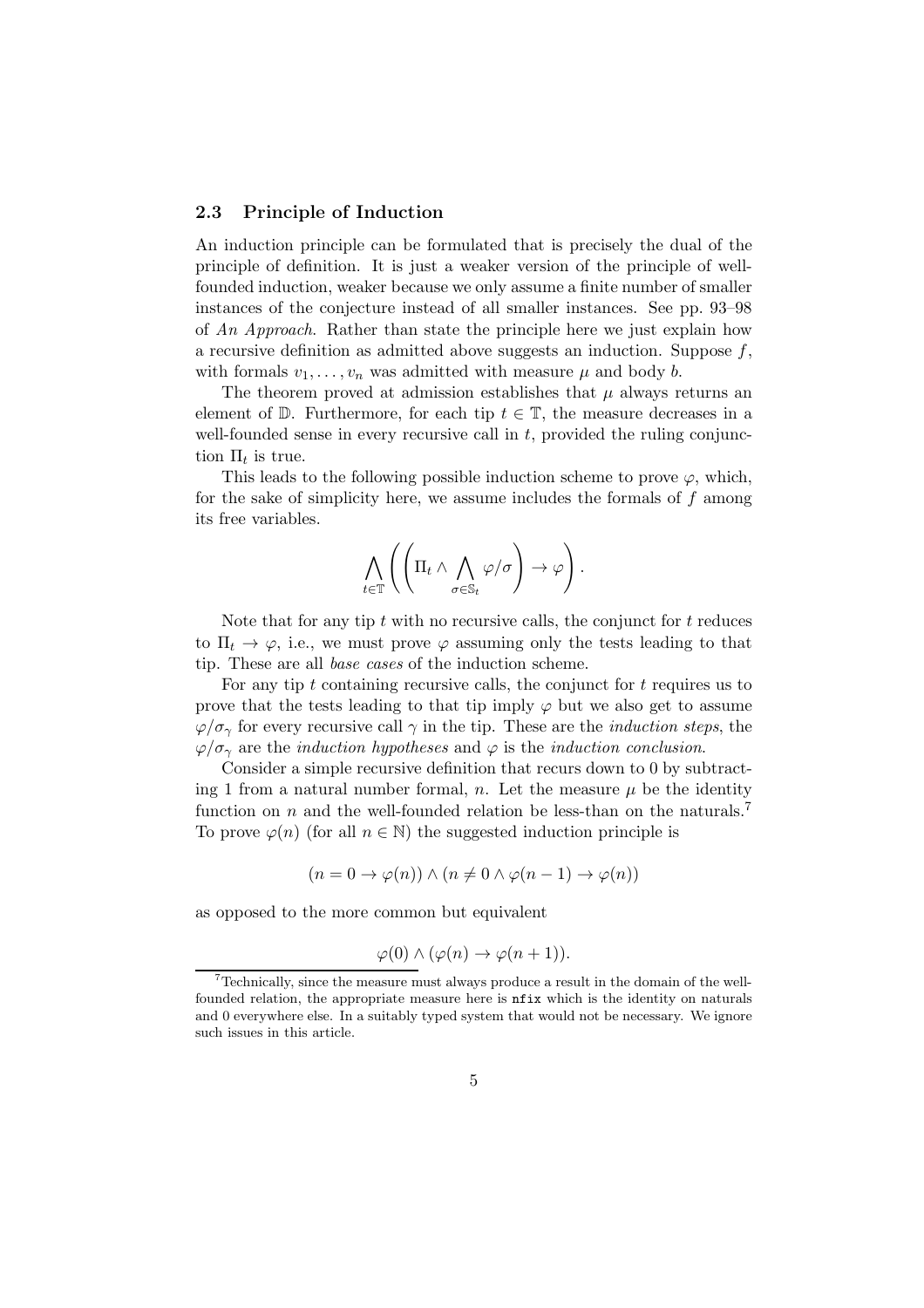### 2.3 Principle of Induction

An induction principle can be formulated that is precisely the dual of the principle of definition. It is just a weaker version of the principle of well-founded induction, weaker because we only assume a finite number of smaller instances of the conjecture instead of all smaller instances. See pp. 93–98 of *An Approach*. Rather than state the principle here we just explain how a recursive definition as admitted above suggests an induction. Suppose $f$, with formals $v_1, \ldots, v_n$ was admitted with measure $\mu$ and body $b$.

The theorem proved at admission establishes that $\mu$ always returns an element of $\mathbb{D}$. Furthermore, for each tip $t \in \mathbb{T}$, the measure decreases in a well-founded sense in every recursive call in $t$, provided the ruling conjunction $\Pi_t$ is true.

This leads to the following possible induction scheme to prove $\varphi$, which, for the sake of simplicity here, we assume includes the formals of $f$ among its free variables.

$$\bigwedge_{t \in \mathbb{T}} \left( \left( \Pi_t \wedge \bigwedge_{\sigma \in \mathbb{S}_t} \varphi/\sigma \right) \rightarrow \varphi \right).$$

Note that for any tip $t$ with no recursive calls, the conjunct for $t$ reduces to $\Pi_t \rightarrow \varphi$, i.e., we must prove $\varphi$ assuming only the tests leading to that tip. These are all *base cases* of the induction scheme.

For any tip $t$ containing recursive calls, the conjunct for $t$ requires us to prove that the tests leading to that tip imply $\varphi$ but we also get to assume $\varphi/\sigma_\gamma$ for every recursive call $\gamma$ in the tip. These are the *induction steps*, the $\varphi/\sigma_\gamma$ are the *induction hypotheses* and $\varphi$ is the *induction conclusion*.

Consider a simple recursive definition that recurs down to 0 by subtracting 1 from a natural number formal, $n$. Let the measure $\mu$ be the identity function on $n$ and the well-founded relation be less-than on the naturals.[7] To prove $\varphi(n)$ (for all $n \in \mathbb{N}$) the suggested induction principle is

$$(n = 0 \rightarrow \varphi(n)) \wedge (n \neq 0 \wedge \varphi(n-1) \rightarrow \varphi(n))$$

as opposed to the more common but equivalent

$$\varphi(0) \wedge (\varphi(n) \rightarrow \varphi(n+1)).$$

[7] Technically, since the measure must always produce a result in the domain of the well-founded relation, the appropriate measure here is `nfix` which is the identity on naturals and 0 everywhere else. In a suitably typed system that would not be necessary. We ignore such issues in this article.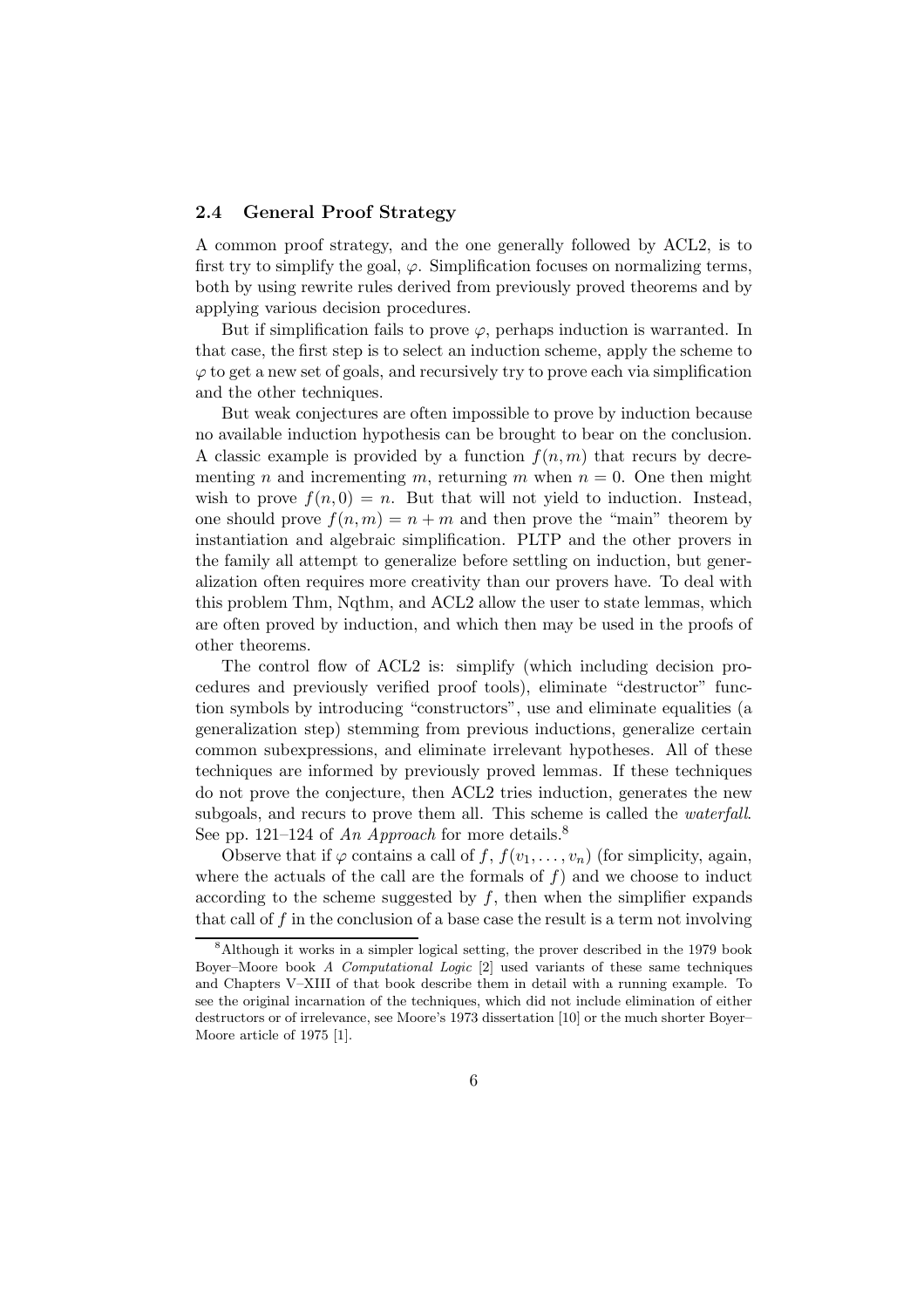### 2.4 General Proof Strategy

A common proof strategy, and the one generally followed by ACL2, is to first try to simplify the goal, $\varphi$. Simplification focuses on normalizing terms, both by using rewrite rules derived from previously proved theorems and by applying various decision procedures.

But if simplification fails to prove $\varphi$, perhaps induction is warranted. In that case, the first step is to select an induction scheme, apply the scheme to $\varphi$ to get a new set of goals, and recursively try to prove each via simplification and the other techniques.

But weak conjectures are often impossible to prove by induction because no available induction hypothesis can be brought to bear on the conclusion. A classic example is provided by a function $f(n, m)$ that recurs by decrementing $n$ and incrementing $m$, returning $m$ when $n = 0$. One then might wish to prove $f(n, 0) = n$. But that will not yield to induction. Instead, one should prove $f(n, m) = n + m$ and then prove the "main" theorem by instantiation and algebraic simplification. PLTP and the other provers in the family all attempt to generalize before settling on induction, but generalization often requires more creativity than our provers have. To deal with this problem Thm, Nqthm, and ACL2 allow the user to state lemmas, which are often proved by induction, and which then may be used in the proofs of other theorems.

The control flow of ACL2 is: simplify (which including decision procedures and previously verified proof tools), eliminate "destructor" function symbols by introducing "constructors", use and eliminate equalities (a generalization step) stemming from previous inductions, generalize certain common subexpressions, and eliminate irrelevant hypotheses. All of these techniques are informed by previously proved lemmas. If these techniques do not prove the conjecture, then ACL2 tries induction, generates the new subgoals, and recurs to prove them all. This scheme is called the *waterfall*. See pp. 121–124 of *An Approach* for more details.[8]

Observe that if $\varphi$ contains a call of $f$, $f(v_1, \ldots, v_n)$ (for simplicity, again, where the actuals of the call are the formals of $f$) and we choose to induct according to the scheme suggested by $f$, then when the simplifier expands that call of $f$ in the conclusion of a base case the result is a term not involving

---

[8] Although it works in a simpler logical setting, the prover described in the 1979 book Boyer–Moore book *A Computational Logic* [2] used variants of these same techniques and Chapters V–XIII of that book describe them in detail with a running example. To see the original incarnation of the techniques, which did not include elimination of either destructors or of irrelevance, see Moore's 1973 dissertation [10] or the much shorter Boyer–Moore article of 1975 [1].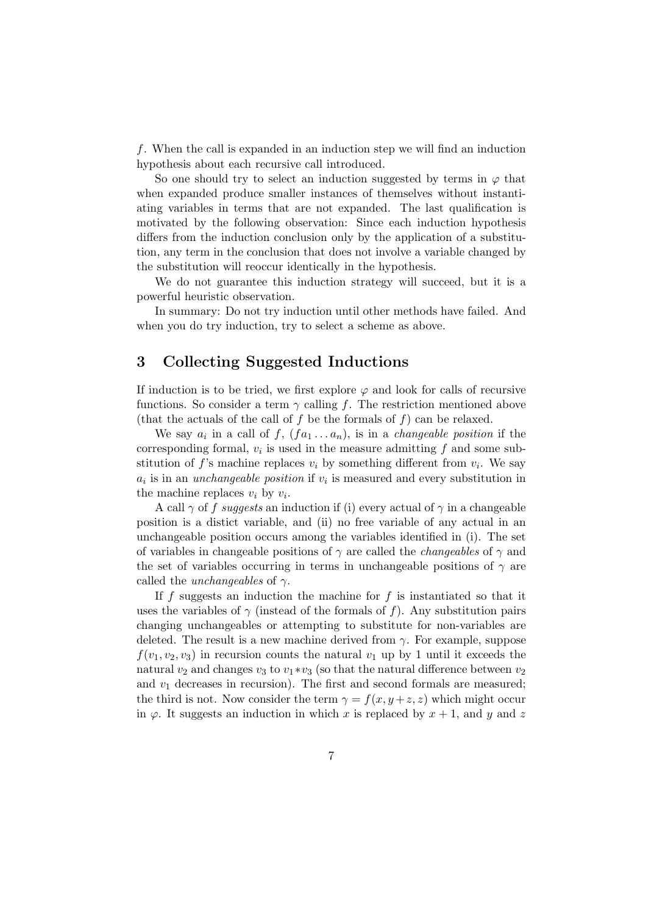$f$. When the call is expanded in an induction step we will find an induction hypothesis about each recursive call introduced.

So one should try to select an induction suggested by terms in $\varphi$ that when expanded produce smaller instances of themselves without instantiating variables in terms that are not expanded. The last qualification is motivated by the following observation: Since each induction hypothesis differs from the induction conclusion only by the application of a substitution, any term in the conclusion that does not involve a variable changed by the substitution will reoccur identically in the hypothesis.

We do not guarantee this induction strategy will succeed, but it is a powerful heuristic observation.

In summary: Do not try induction until other methods have failed. And when you do try induction, try to select a scheme as above.

## 3 Collecting Suggested Inductions

If induction is to be tried, we first explore $\varphi$ and look for calls of recursive functions. So consider a term $\gamma$ calling $f$. The restriction mentioned above (that the actuals of the call of $f$ be the formals of $f$) can be relaxed.

We say $a_i$ in a call of $f$, $(f a_1 \ldots a_n)$, is in a *changeable position* if the corresponding formal, $v_i$ is used in the measure admitting $f$ and some substitution of $f$'s machine replaces $v_i$ by something different from $v_i$. We say $a_i$ is in an *unchangeable position* if $v_i$ is measured and every substitution in the machine replaces $v_i$ by $v_i$.

A call $\gamma$ of $f$ *suggests* an induction if (i) every actual of $\gamma$ in a changeable position is a distict variable, and (ii) no free variable of any actual in an unchangeable position occurs among the variables identified in (i). The set of variables in changeable positions of $\gamma$ are called the *changeables* of $\gamma$ and the set of variables occurring in terms in unchangeable positions of $\gamma$ are called the *unchangeables* of $\gamma$.

If $f$ suggests an induction the machine for $f$ is instantiated so that it uses the variables of $\gamma$ (instead of the formals of $f$). Any substitution pairs changing unchangeables or attempting to substitute for non-variables are deleted. The result is a new machine derived from $\gamma$. For example, suppose $f(v_1, v_2, v_3)$ in recursion counts the natural $v_1$ up by 1 until it exceeds the natural $v_2$ and changes $v_3$ to $v_1 * v_3$ (so that the natural difference between $v_2$ and $v_1$ decreases in recursion). The first and second formals are measured; the third is not. Now consider the term $\gamma = f(x, y+z, z)$ which might occur in $\varphi$. It suggests an induction in which $x$ is replaced by $x+1$, and $y$ and $z$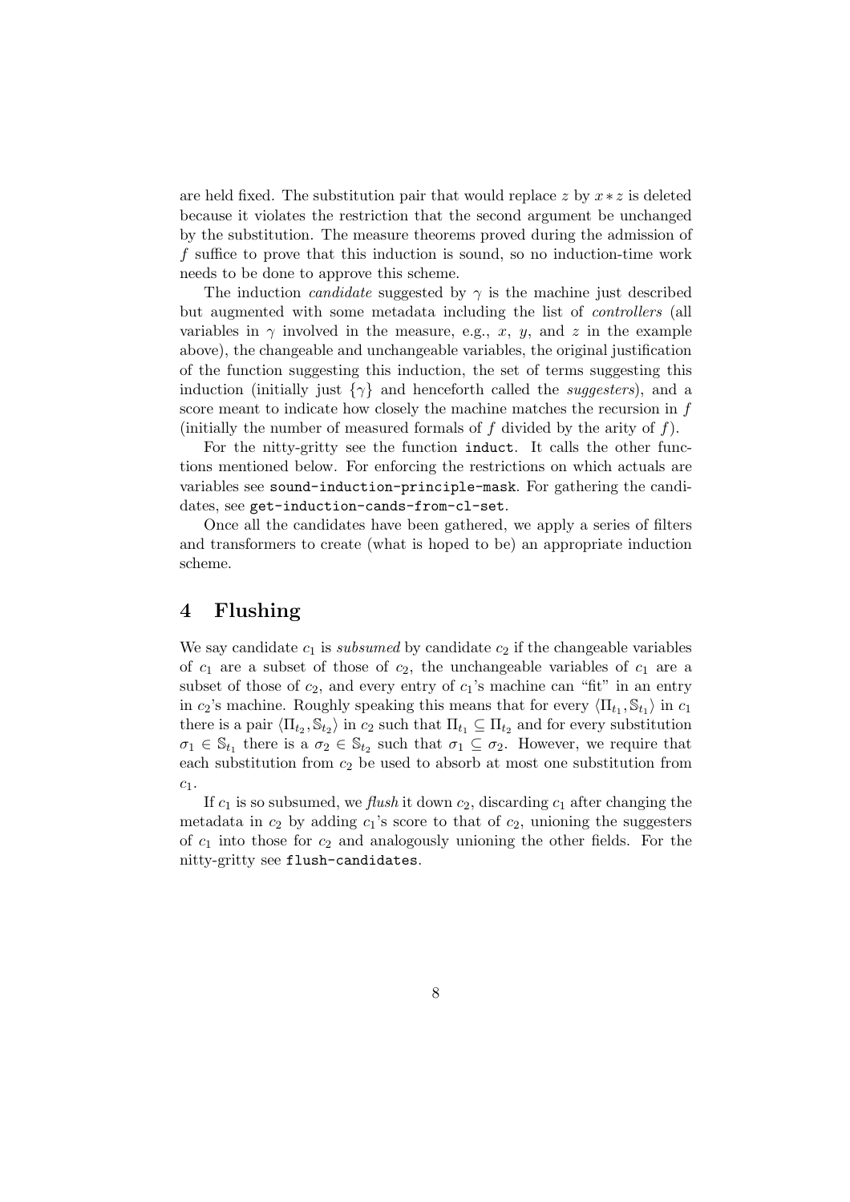are held fixed. The substitution pair that would replace $z$ by $x * z$ is deleted because it violates the restriction that the second argument be unchanged by the substitution. The measure theorems proved during the admission of $f$ suffice to prove that this induction is sound, so no induction-time work needs to be done to approve this scheme.

The induction *candidate* suggested by $\gamma$ is the machine just described but augmented with some metadata including the list of *controllers* (all variables in $\gamma$ involved in the measure, e.g., $x$, $y$, and $z$ in the example above), the changeable and unchangeable variables, the original justification of the function suggesting this induction, the set of terms suggesting this induction (initially just $\{\gamma\}$ and henceforth called the *suggesters*), and a score meant to indicate how closely the machine matches the recursion in $f$ (initially the number of measured formals of $f$ divided by the arity of $f$).

For the nitty-gritty see the function `induct`. It calls the other functions mentioned below. For enforcing the restrictions on which actuals are variables see `sound-induction-principle-mask`. For gathering the candidates, see `get-induction-cands-from-cl-set`.

Once all the candidates have been gathered, we apply a series of filters and transformers to create (what is hoped to be) an appropriate induction scheme.

# 4 Flushing

We say candidate $c_1$ is *subsumed* by candidate $c_2$ if the changeable variables of $c_1$ are a subset of those of $c_2$, the unchangeable variables of $c_1$ are a subset of those of $c_2$, and every entry of $c_1$'s machine can "fit" in an entry in $c_2$'s machine. Roughly speaking this means that for every $\langle \Pi_{t_1}, \mathbb{S}_{t_1} \rangle$ in $c_1$ there is a pair $\langle \Pi_{t_2}, \mathbb{S}_{t_2} \rangle$ in $c_2$ such that $\Pi_{t_1} \subseteq \Pi_{t_2}$ and for every substitution $\sigma_1 \in \mathbb{S}_{t_1}$ there is a $\sigma_2 \in \mathbb{S}_{t_2}$ such that $\sigma_1 \subseteq \sigma_2$. However, we require that each substitution from $c_2$ be used to absorb at most one substitution from $c_1$.

If $c_1$ is so subsumed, we *flush* it down $c_2$, discarding $c_1$ after changing the metadata in $c_2$ by adding $c_1$'s score to that of $c_2$, unioning the suggesters of $c_1$ into those for $c_2$ and analogously unioning the other fields. For the nitty-gritty see `flush-candidates`.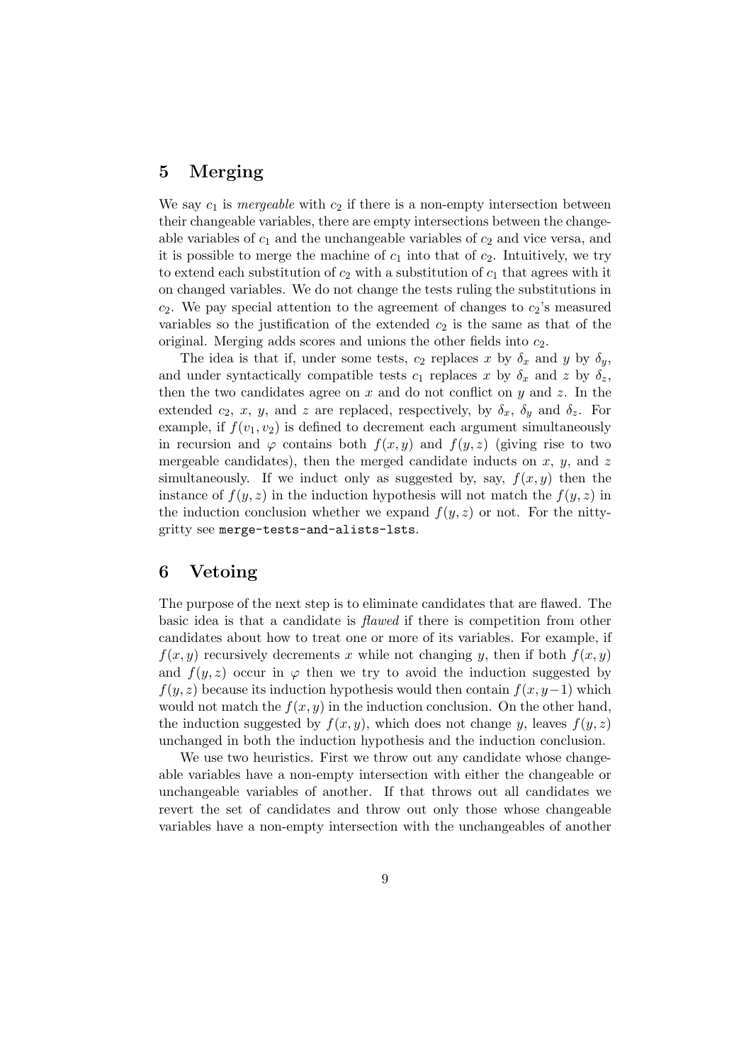## 5 Merging

We say $c_1$ is *mergeable* with $c_2$ if there is a non-empty intersection between their changeable variables, there are empty intersections between the changeable variables of $c_1$ and the unchangeable variables of $c_2$ and vice versa, and it is possible to merge the machine of $c_1$ into that of $c_2$. Intuitively, we try to extend each substitution of $c_2$ with a substitution of $c_1$ that agrees with it on changed variables. We do not change the tests ruling the substitutions in $c_2$. We pay special attention to the agreement of changes to $c_2$'s measured variables so the justification of the extended $c_2$ is the same as that of the original. Merging adds scores and unions the other fields into $c_2$.

The idea is that if, under some tests, $c_2$ replaces $x$ by $\delta_x$ and $y$ by $\delta_y$, and under syntactically compatible tests $c_1$ replaces $x$ by $\delta_x$ and $z$ by $\delta_z$, then the two candidates agree on $x$ and do not conflict on $y$ and $z$. In the extended $c_2$, $x$, $y$, and $z$ are replaced, respectively, by $\delta_x$, $\delta_y$ and $\delta_z$. For example, if $f(v_1, v_2)$ is defined to decrement each argument simultaneously in recursion and $\varphi$ contains both $f(x, y)$ and $f(y, z)$ (giving rise to two mergeable candidates), then the merged candidate inducts on $x$, $y$, and $z$ simultaneously. If we induct only as suggested by, say, $f(x, y)$ then the instance of $f(y, z)$ in the induction hypothesis will not match the $f(y, z)$ in the induction conclusion whether we expand $f(y, z)$ or not. For the nitty-gritty see `merge-tests-and-alists-lsts`.

## 6 Vetoing

The purpose of the next step is to eliminate candidates that are flawed. The basic idea is that a candidate is *flawed* if there is competition from other candidates about how to treat one or more of its variables. For example, if $f(x, y)$ recursively decrements $x$ while not changing $y$, then if both $f(x, y)$ and $f(y, z)$ occur in $\varphi$ then we try to avoid the induction suggested by $f(y, z)$ because its induction hypothesis would then contain $f(x, y-1)$ which would not match the $f(x, y)$ in the induction conclusion. On the other hand, the induction suggested by $f(x, y)$, which does not change $y$, leaves $f(y, z)$ unchanged in both the induction hypothesis and the induction conclusion.

We use two heuristics. First we throw out any candidate whose changeable variables have a non-empty intersection with either the changeable or unchangeable variables of another. If that throws out all candidates we revert the set of candidates and throw out only those whose changeable variables have a non-empty intersection with the unchangeables of another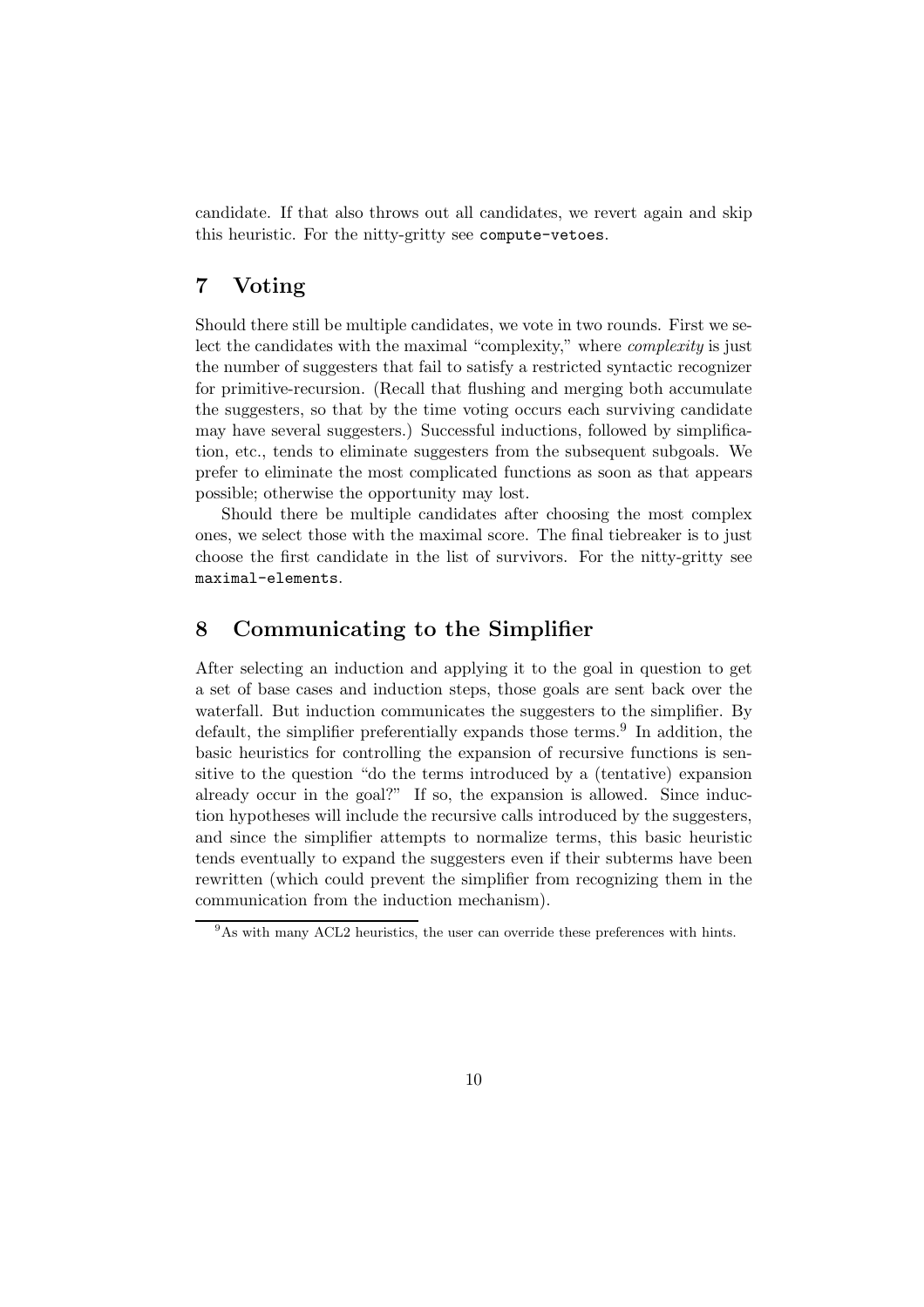candidate. If that also throws out all candidates, we revert again and skip this heuristic. For the nitty-gritty see `compute-vetoes`.

## 7 Voting

Should there still be multiple candidates, we vote in two rounds. First we select the candidates with the maximal "complexity," where *complexity* is just the number of suggesters that fail to satisfy a restricted syntactic recognizer for primitive-recursion. (Recall that flushing and merging both accumulate the suggesters, so that by the time voting occurs each surviving candidate may have several suggesters.) Successful inductions, followed by simplification, etc., tends to eliminate suggesters from the subsequent subgoals. We prefer to eliminate the most complicated functions as soon as that appears possible; otherwise the opportunity may lost.

Should there be multiple candidates after choosing the most complex ones, we select those with the maximal score. The final tiebreaker is to just choose the first candidate in the list of survivors. For the nitty-gritty see `maximal-elements`.

## 8 Communicating to the Simplifier

After selecting an induction and applying it to the goal in question to get a set of base cases and induction steps, those goals are sent back over the waterfall. But induction communicates the suggesters to the simplifier. By default, the simplifier preferentially expands those terms.[9] In addition, the basic heuristics for controlling the expansion of recursive functions is sensitive to the question "do the terms introduced by a (tentative) expansion already occur in the goal?" If so, the expansion is allowed. Since induction hypotheses will include the recursive calls introduced by the suggesters, and since the simplifier attempts to normalize terms, this basic heuristic tends eventually to expand the suggesters even if their subterms have been rewritten (which could prevent the simplifier from recognizing them in the communication from the induction mechanism).

[9] As with many ACL2 heuristics, the user can override these preferences with hints.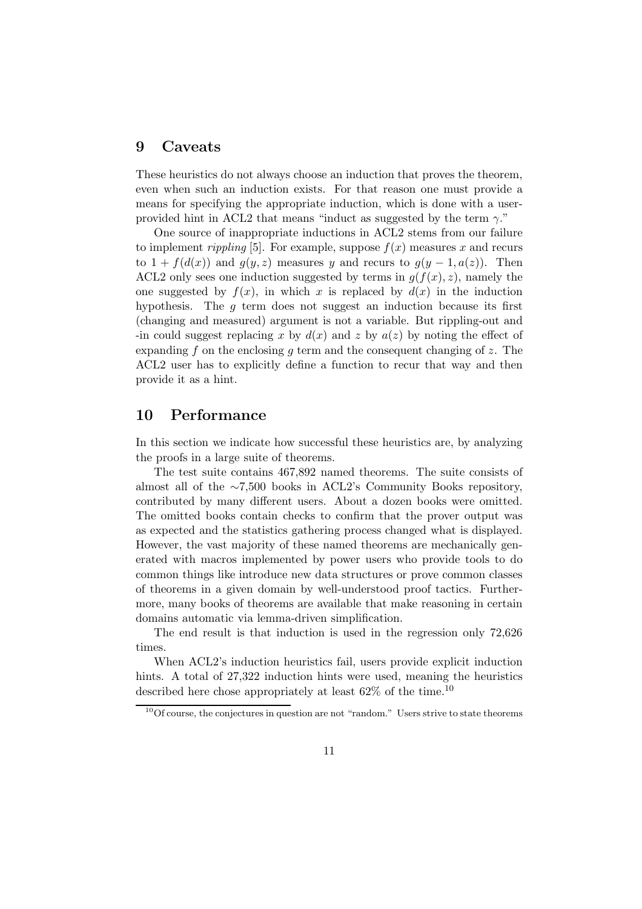## 9 Caveats

These heuristics do not always choose an induction that proves the theorem, even when such an induction exists. For that reason one must provide a means for specifying the appropriate induction, which is done with a user-provided hint in ACL2 that means "induct as suggested by the term $\gamma$."

One source of inappropriate inductions in ACL2 stems from our failure to implement *rippling* [5]. For example, suppose $f(x)$ measures $x$ and recurs to $1 + f(d(x))$ and $g(y, z)$ measures $y$ and recurs to $g(y - 1, a(z))$. Then ACL2 only sees one induction suggested by terms in $g(f(x), z)$, namely the one suggested by $f(x)$, in which $x$ is replaced by $d(x)$ in the induction hypothesis. The $g$ term does not suggest an induction because its first (changing and measured) argument is not a variable. But rippling-out and -in could suggest replacing $x$ by $d(x)$ and $z$ by $a(z)$ by noting the effect of expanding $f$ on the enclosing $g$ term and the consequent changing of $z$. The ACL2 user has to explicitly define a function to recur that way and then provide it as a hint.

## 10 Performance

In this section we indicate how successful these heuristics are, by analyzing the proofs in a large suite of theorems.

The test suite contains 467,892 named theorems. The suite consists of almost all of the ~7,500 books in ACL2's Community Books repository, contributed by many different users. About a dozen books were omitted. The omitted books contain checks to confirm that the prover output was as expected and the statistics gathering process changed what is displayed. However, the vast majority of these named theorems are mechanically generated with macros implemented by power users who provide tools to do common things like introduce new data structures or prove common classes of theorems in a given domain by well-understood proof tactics. Furthermore, many books of theorems are available that make reasoning in certain domains automatic via lemma-driven simplification.

The end result is that induction is used in the regression only 72,626 times.

When ACL2's induction heuristics fail, users provide explicit induction hints. A total of 27,322 induction hints were used, meaning the heuristics described here chose appropriately at least 62% of the time.[10]

[10] Of course, the conjectures in question are not "random." Users strive to state theorems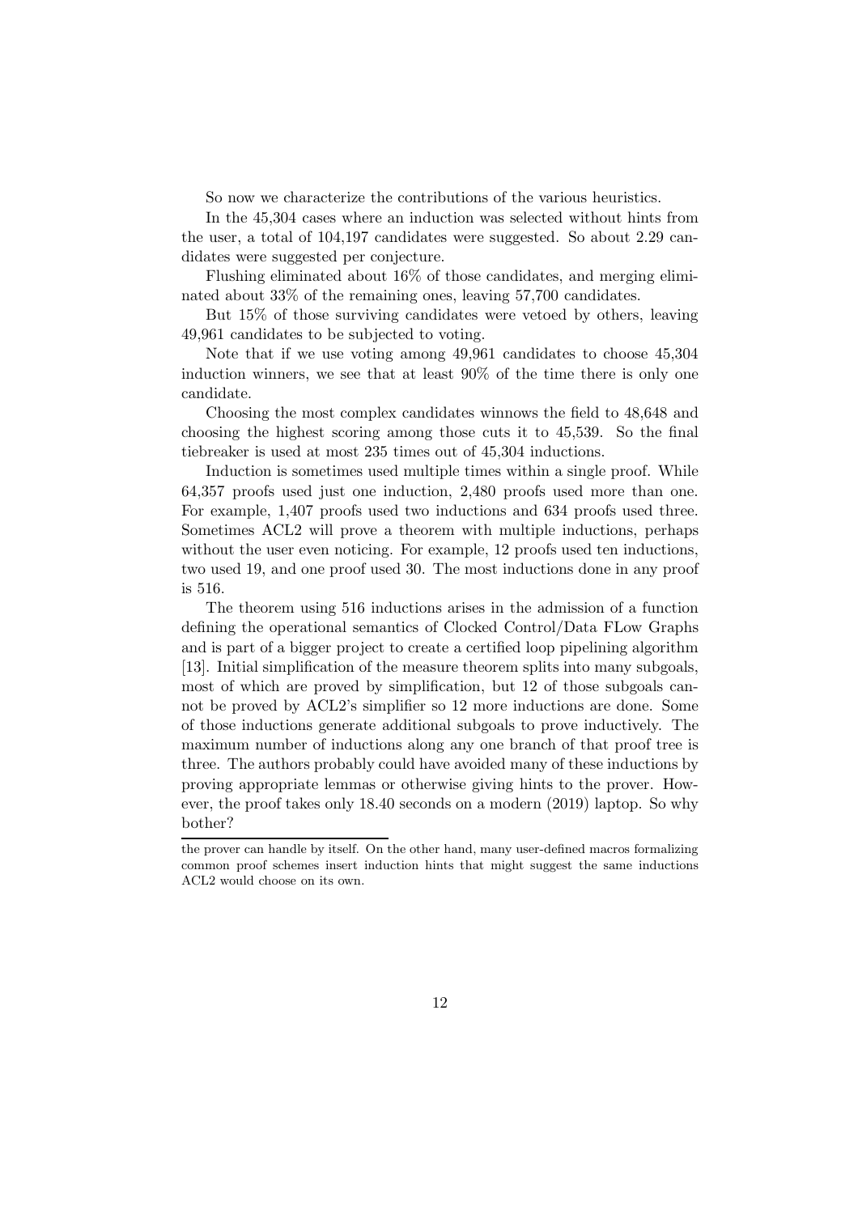So now we characterize the contributions of the various heuristics.

In the 45,304 cases where an induction was selected without hints from the user, a total of 104,197 candidates were suggested. So about 2.29 candidates were suggested per conjecture.

Flushing eliminated about 16% of those candidates, and merging eliminated about 33% of the remaining ones, leaving 57,700 candidates.

But 15% of those surviving candidates were vetoed by others, leaving 49,961 candidates to be subjected to voting.

Note that if we use voting among 49,961 candidates to choose 45,304 induction winners, we see that at least 90% of the time there is only one candidate.

Choosing the most complex candidates winnows the field to 48,648 and choosing the highest scoring among those cuts it to 45,539. So the final tiebreaker is used at most 235 times out of 45,304 inductions.

Induction is sometimes used multiple times within a single proof. While 64,357 proofs used just one induction, 2,480 proofs used more than one. For example, 1,407 proofs used two inductions and 634 proofs used three. Sometimes ACL2 will prove a theorem with multiple inductions, perhaps without the user even noticing. For example, 12 proofs used ten inductions, two used 19, and one proof used 30. The most inductions done in any proof is 516.

The theorem using 516 inductions arises in the admission of a function defining the operational semantics of Clocked Control/Data FLow Graphs and is part of a bigger project to create a certified loop pipelining algorithm [13]. Initial simplification of the measure theorem splits into many subgoals, most of which are proved by simplification, but 12 of those subgoals cannot be proved by ACL2's simplifier so 12 more inductions are done. Some of those inductions generate additional subgoals to prove inductively. The maximum number of inductions along any one branch of that proof tree is three. The authors probably could have avoided many of these inductions by proving appropriate lemmas or otherwise giving hints to the prover. However, the proof takes only 18.40 seconds on a modern (2019) laptop. So why bother?

---

the prover can handle by itself. On the other hand, many user-defined macros formalizing common proof schemes insert induction hints that might suggest the same inductions ACL2 would choose on its own.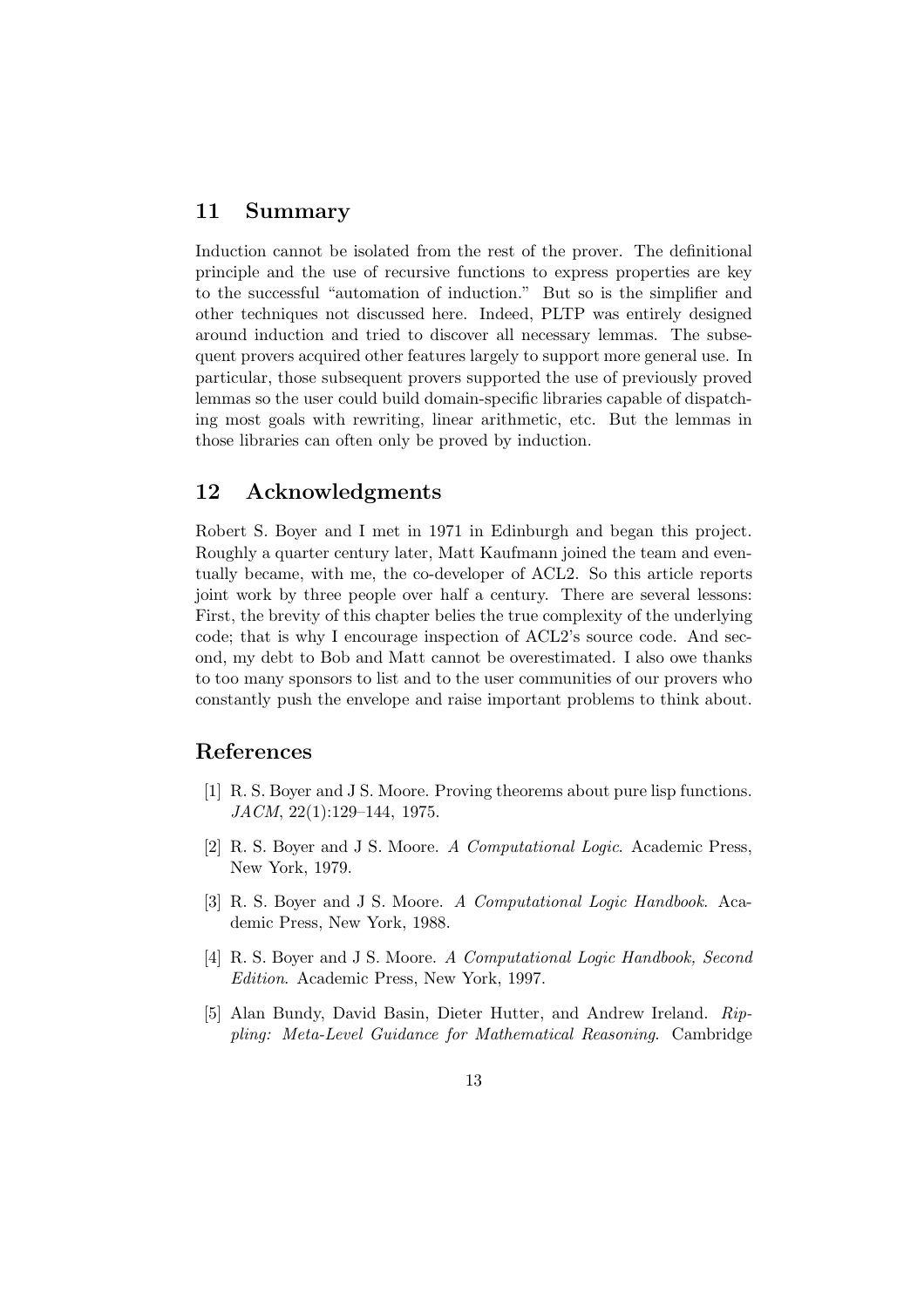## 11 Summary

Induction cannot be isolated from the rest of the prover. The definitional principle and the use of recursive functions to express properties are key to the successful "automation of induction." But so is the simplifier and other techniques not discussed here. Indeed, PLTP was entirely designed around induction and tried to discover all necessary lemmas. The subsequent provers acquired other features largely to support more general use. In particular, those subsequent provers supported the use of previously proved lemmas so the user could build domain-specific libraries capable of dispatching most goals with rewriting, linear arithmetic, etc. But the lemmas in those libraries can often only be proved by induction.

## 12 Acknowledgments

Robert S. Boyer and I met in 1971 in Edinburgh and began this project. Roughly a quarter century later, Matt Kaufmann joined the team and eventually became, with me, the co-developer of ACL2. So this article reports joint work by three people over half a century. There are several lessons: First, the brevity of this chapter belies the true complexity of the underlying code; that is why I encourage inspection of ACL2's source code. And second, my debt to Bob and Matt cannot be overestimated. I also owe thanks to too many sponsors to list and to the user communities of our provers who constantly push the envelope and raise important problems to think about.

## References

[1] R. S. Boyer and J S. Moore. Proving theorems about pure lisp functions. *JACM*, 22(1):129–144, 1975.

[2] R. S. Boyer and J S. Moore. *A Computational Logic*. Academic Press, New York, 1979.

[3] R. S. Boyer and J S. Moore. *A Computational Logic Handbook*. Academic Press, New York, 1988.

[4] R. S. Boyer and J S. Moore. *A Computational Logic Handbook, Second Edition*. Academic Press, New York, 1997.

[5] Alan Bundy, David Basin, Dieter Hutter, and Andrew Ireland. *Rippling: Meta-Level Guidance for Mathematical Reasoning*. Cambridge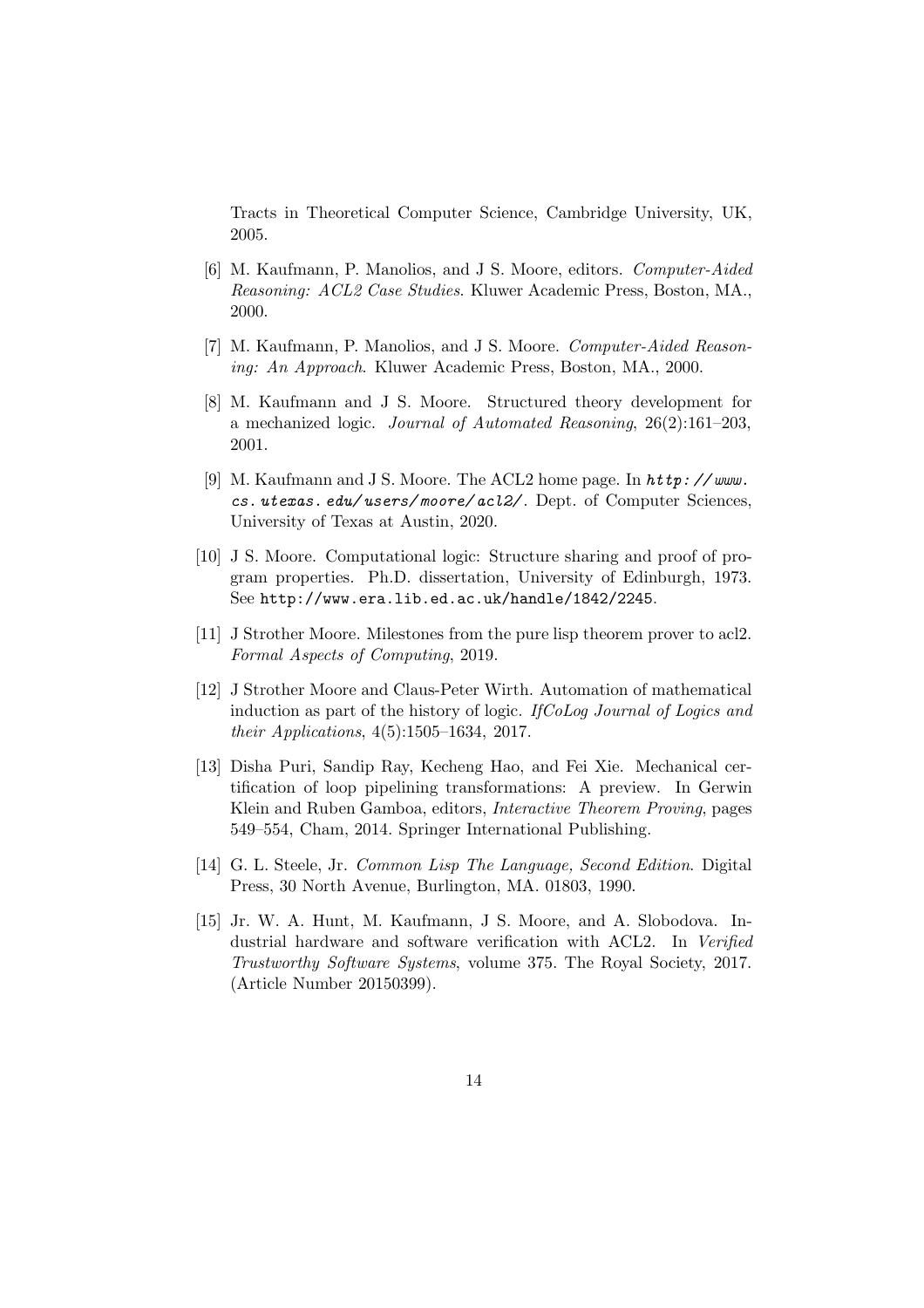Tracts in Theoretical Computer Science, Cambridge University, UK, 2005.

[6] M. Kaufmann, P. Manolios, and J S. Moore, editors. *Computer-Aided Reasoning: ACL2 Case Studies*. Kluwer Academic Press, Boston, MA., 2000.

[7] M. Kaufmann, P. Manolios, and J S. Moore. *Computer-Aided Reasoning: An Approach*. Kluwer Academic Press, Boston, MA., 2000.

[8] M. Kaufmann and J S. Moore. Structured theory development for a mechanized logic. *Journal of Automated Reasoning*, 26(2):161–203, 2001.

[9] M. Kaufmann and J S. Moore. The ACL2 home page. In *http://www.cs.utexas.edu/users/moore/acl2/*. Dept. of Computer Sciences, University of Texas at Austin, 2020.

[10] J S. Moore. Computational logic: Structure sharing and proof of program properties. Ph.D. dissertation, University of Edinburgh, 1973. See `http://www.era.lib.ed.ac.uk/handle/1842/2245`.

[11] J Strother Moore. Milestones from the pure lisp theorem prover to acl2. *Formal Aspects of Computing*, 2019.

[12] J Strother Moore and Claus-Peter Wirth. Automation of mathematical induction as part of the history of logic. *IfCoLog Journal of Logics and their Applications*, 4(5):1505–1634, 2017.

[13] Disha Puri, Sandip Ray, Kecheng Hao, and Fei Xie. Mechanical certification of loop pipelining transformations: A preview. In Gerwin Klein and Ruben Gamboa, editors, *Interactive Theorem Proving*, pages 549–554, Cham, 2014. Springer International Publishing.

[14] G. L. Steele, Jr. *Common Lisp The Language, Second Edition*. Digital Press, 30 North Avenue, Burlington, MA. 01803, 1990.

[15] Jr. W. A. Hunt, M. Kaufmann, J S. Moore, and A. Slobodova. Industrial hardware and software verification with ACL2. In *Verified Trustworthy Software Systems*, volume 375. The Royal Society, 2017. (Article Number 20150399).